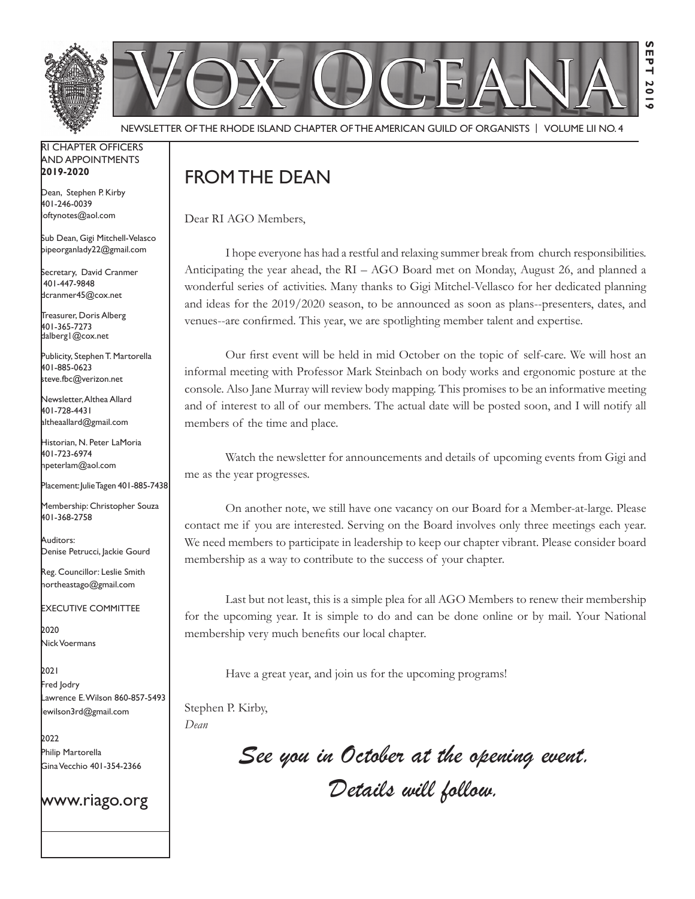# VOX OCEANA

NEWSLETTER OF THE RHODE ISLAND CHAPTER OF THE AMERICAN GUILD OF ORGANISTS | VOLUME LII NO. 4

SEPT 2019

RI CHAPTER OFFICERS AND APPOINTMENTS
**2019-2020**

Dean, Stephen P. Kirby
401-246-0039
loftynotes@aol.com

Sub Dean, Gigi Mitchell-Velasco
pipeorganlady22@gmail.com

Secretary, David Cranmer
401-447-9848
dcranmer45@cox.net

Treasurer, Doris Alberg
401-365-7273
dalberg1@cox.net

Publicity, Stephen T. Martorella
401-885-0623
steve.fbc@verizon.net

Newsletter, Althea Allard
401-728-4431
altheaallard@gmail.com

Historian, N. Peter LaMoria
401-723-6974
npeterlam@aol.com

Placement: Julie Tagen 401-885-7438

Membership: Christopher Souza
401-368-2758

Auditors:
Denise Petrucci, Jackie Gourd

Reg. Councillor: Leslie Smith
northeastago@gmail.com

EXECUTIVE COMMITTEE

2020
Nick Voermans

2021
Fred Jodry
Lawrence E. Wilson 860-857-5493
lewilson3rd@gmail.com

2022
Philip Martorella
Gina Vecchio 401-354-2366

www.riago.org

## FROM THE DEAN

Dear RI AGO Members,

I hope everyone has had a restful and relaxing summer break from church responsibilities. Anticipating the year ahead, the RI – AGO Board met on Monday, August 26, and planned a wonderful series of activities. Many thanks to Gigi Mitchel-Vellasco for her dedicated planning and ideas for the 2019/2020 season, to be announced as soon as plans--presenters, dates, and venues--are confirmed. This year, we are spotlighting member talent and expertise.

Our first event will be held in mid October on the topic of self-care. We will host an informal meeting with Professor Mark Steinbach on body works and ergonomic posture at the console. Also Jane Murray will review body mapping. This promises to be an informative meeting and of interest to all of our members. The actual date will be posted soon, and I will notify all members of the time and place.

Watch the newsletter for announcements and details of upcoming events from Gigi and me as the year progresses.

On another note, we still have one vacancy on our Board for a Member-at-large. Please contact me if you are interested. Serving on the Board involves only three meetings each year. We need members to participate in leadership to keep our chapter vibrant. Please consider board membership as a way to contribute to the success of your chapter.

Last but not least, this is a simple plea for all AGO Members to renew their membership for the upcoming year. It is simple to do and can be done online or by mail. Your National membership very much benefits our local chapter.

Have a great year, and join us for the upcoming programs!

Stephen P. Kirby,
*Dean*

*See you in October at the opening event.*
*Details will follow.*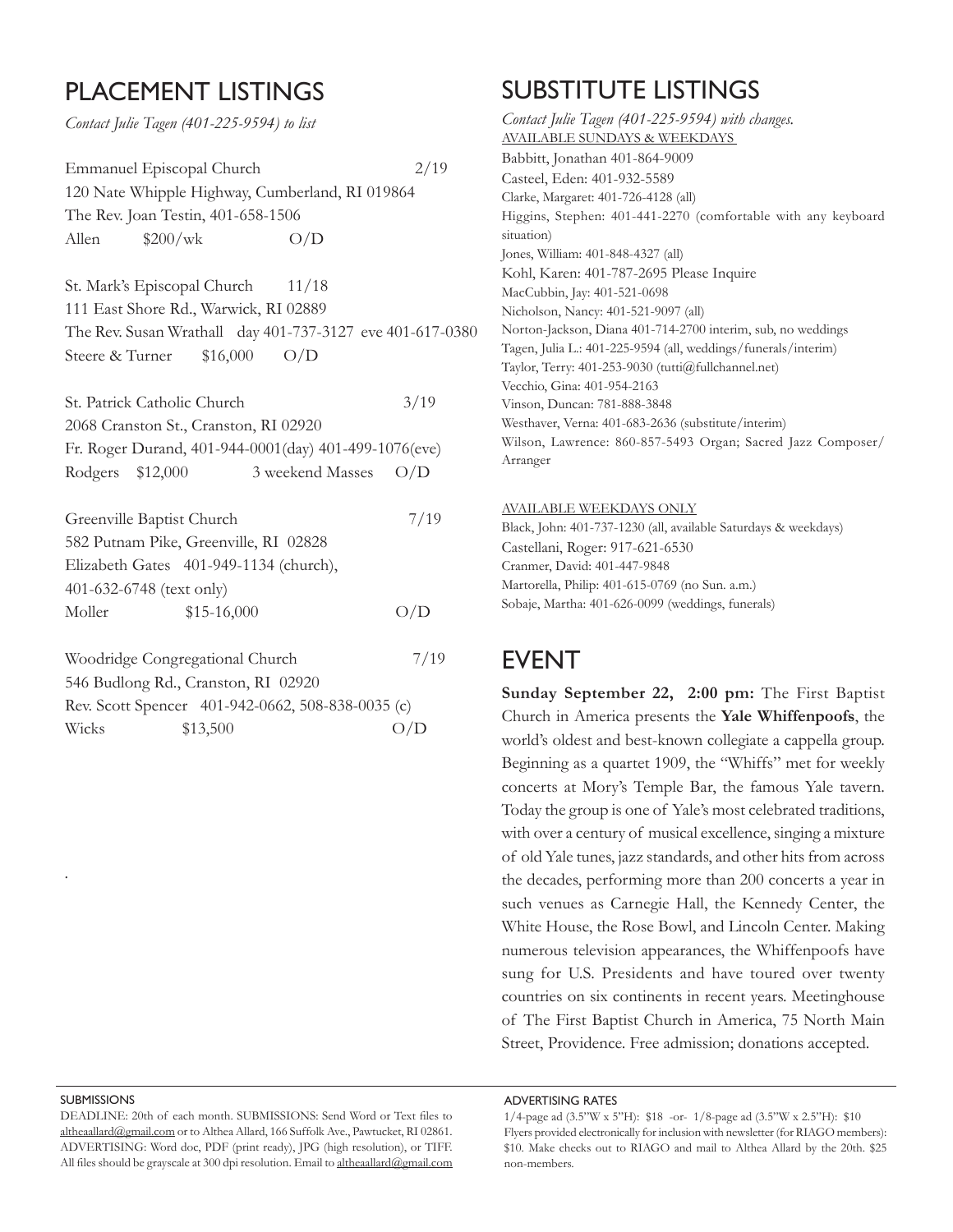## PLACEMENT LISTINGS

*Contact Julie Tagen (401-225-9594) to list*

Emmanuel Episcopal Church 2/19
120 Nate Whipple Highway, Cumberland, RI 019864
The Rev. Joan Testin, 401-658-1506
Allen $200/wk O/D

St. Mark's Episcopal Church 11/18
111 East Shore Rd., Warwick, RI 02889
The Rev. Susan Wrathall day 401-737-3127 eve 401-617-0380
Steere & Turner $16,000 O/D

St. Patrick Catholic Church 3/19
2068 Cranston St., Cranston, RI 02920
Fr. Roger Durand, 401-944-0001(day) 401-499-1076(eve)
Rodgers $12,000 3 weekend Masses O/D

Greenville Baptist Church 7/19
582 Putnam Pike, Greenville, RI 02828
Elizabeth Gates 401-949-1134 (church),
401-632-6748 (text only)
Moller $15-16,000 O/D

Woodridge Congregational Church 7/19
546 Budlong Rd., Cranston, RI 02920
Rev. Scott Spencer 401-942-0662, 508-838-0035 (c)
Wicks $13,500 O/D

## SUBSTITUTE LISTINGS

*Contact Julie Tagen (401-225-9594) with changes.*

AVAILABLE SUNDAYS & WEEKDAYS

Babbitt, Jonathan 401-864-9009
Casteel, Eden: 401-932-5589
Clarke, Margaret: 401-726-4128 (all)
Higgins, Stephen: 401-441-2270 (comfortable with any keyboard situation)
Jones, William: 401-848-4327 (all)
Kohl, Karen: 401-787-2695 Please Inquire
MacCubbin, Jay: 401-521-0698
Nicholson, Nancy: 401-521-9097 (all)
Norton-Jackson, Diana 401-714-2700 interim, sub, no weddings
Tagen, Julia L.: 401-225-9594 (all, weddings/funerals/interim)
Taylor, Terry: 401-253-9030 (tutti@fullchannel.net)
Vecchio, Gina: 401-954-2163
Vinson, Duncan: 781-888-3848
Westhaver, Verna: 401-683-2636 (substitute/interim)
Wilson, Lawrence: 860-857-5493 Organ; Sacred Jazz Composer/Arranger

AVAILABLE WEEKDAYS ONLY

Black, John: 401-737-1230 (all, available Saturdays & weekdays)
Castellani, Roger: 917-621-6530
Cranmer, David: 401-447-9848
Martorella, Philip: 401-615-0769 (no Sun. a.m.)
Sobaje, Martha: 401-626-0099 (weddings, funerals)

## EVENT

**Sunday September 22, 2:00 pm:** The First Baptist Church in America presents the **Yale Whiffenpoofs**, the world's oldest and best-known collegiate a cappella group. Beginning as a quartet 1909, the "Whiffs" met for weekly concerts at Mory's Temple Bar, the famous Yale tavern. Today the group is one of Yale's most celebrated traditions, with over a century of musical excellence, singing a mixture of old Yale tunes, jazz standards, and other hits from across the decades, performing more than 200 concerts a year in such venues as Carnegie Hall, the Kennedy Center, the White House, the Rose Bowl, and Lincoln Center. Making numerous television appearances, the Whiffenpoofs have sung for U.S. Presidents and have toured over twenty countries on six continents in recent years. Meetinghouse of The First Baptist Church in America, 75 North Main Street, Providence. Free admission; donations accepted.

SUBMISSIONS

DEADLINE: 20th of each month. SUBMISSIONS: Send Word or Text files to altheaallard@gmail.com or to Althea Allard, 166 Suffolk Ave., Pawtucket, RI 02861. ADVERTISING: Word doc, PDF (print ready), JPG (high resolution), or TIFF. All files should be grayscale at 300 dpi resolution. Email to altheaallard@gmail.com

ADVERTISING RATES

1/4-page ad (3.5"W x 5"H): $18 -or- 1/8-page ad (3.5"W x 2.5"H): $10
Flyers provided electronically for inclusion with newsletter (for RIAGO members): $10. Make checks out to RIAGO and mail to Althea Allard by the 20th. $25 non-members.